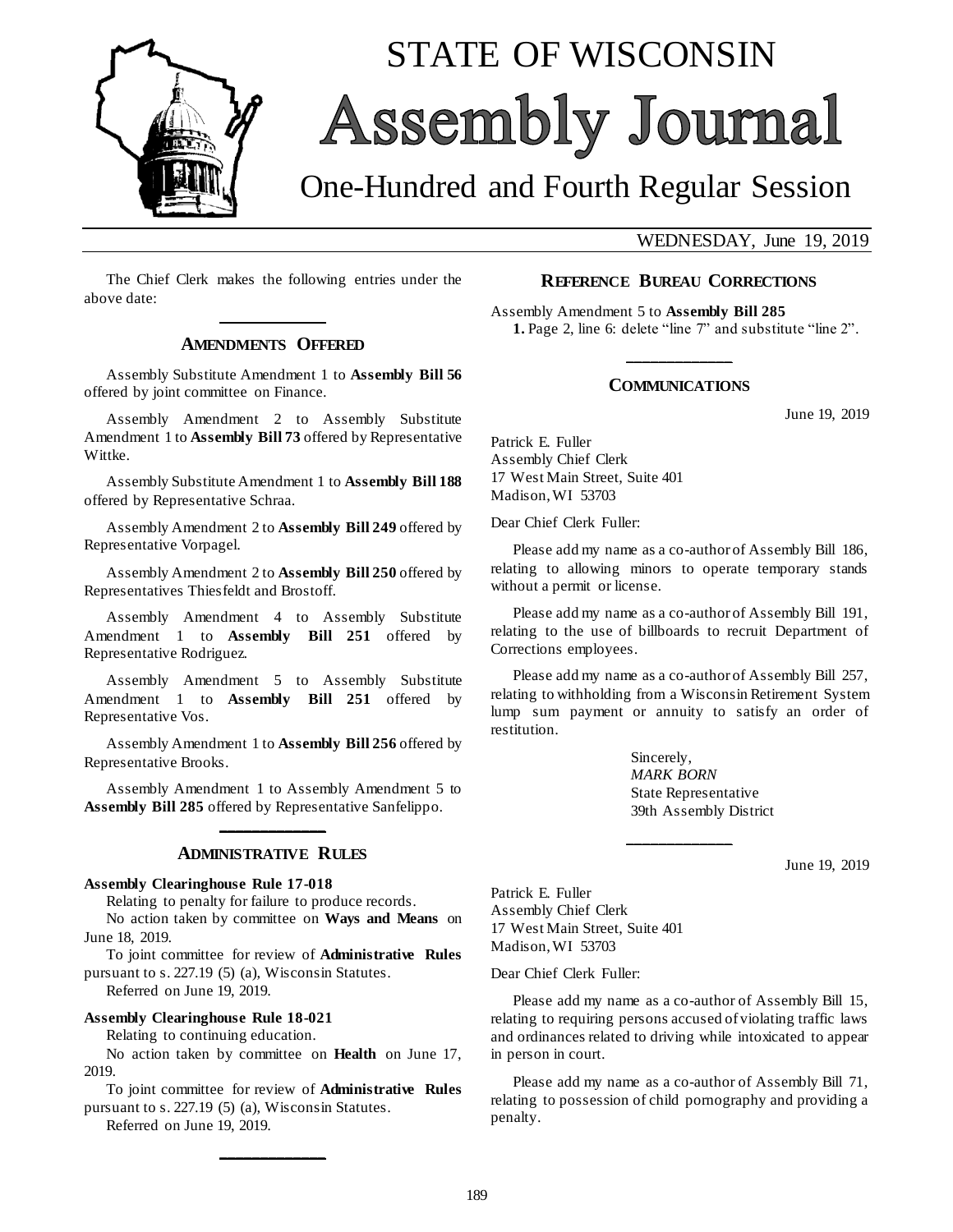# STATE OF WISCONSIN

# Assembly Journal

## One-Hundred and Fourth Regular Session

WEDNESDAY, June 19, 2019

The Chief Clerk makes the following entries under the above date:

## AMENDMENTS OFFERED

Assembly Substitute Amendment 1 to **Assembly Bill 56** offered by joint committee on Finance.

Assembly Amendment 2 to Assembly Substitute Amendment 1 to **Assembly Bill 73** offered by Representative Wittke.

Assembly Substitute Amendment 1 to **Assembly Bill 188** offered by Representative Schraa.

Assembly Amendment 2 to **Assembly Bill 249** offered by Representative Vorpagel.

Assembly Amendment 2 to **Assembly Bill 250** offered by Representatives Thiesfeldt and Brostoff.

Assembly Amendment 4 to Assembly Substitute Amendment 1 to **Assembly Bill 251** offered by Representative Rodriguez.

Assembly Amendment 5 to Assembly Substitute Amendment 1 to **Assembly Bill 251** offered by Representative Vos.

Assembly Amendment 1 to **Assembly Bill 256** offered by Representative Brooks.

Assembly Amendment 1 to Assembly Amendment 5 to **Assembly Bill 285** offered by Representative Sanfelippo.

## ADMINISTRATIVE RULES

**Assembly Clearinghouse Rule 17-018**

Relating to penalty for failure to produce records.

No action taken by committee on **Ways and Means** on June 18, 2019.

To joint committee for review of **Administrative Rules** pursuant to s. 227.19 (5) (a), Wisconsin Statutes.

Referred on June 19, 2019.

**Assembly Clearinghouse Rule 18-021**

Relating to continuing education.

No action taken by committee on **Health** on June 17, 2019.

To joint committee for review of **Administrative Rules** pursuant to s. 227.19 (5) (a), Wisconsin Statutes.

Referred on June 19, 2019.

## REFERENCE BUREAU CORRECTIONS

Assembly Amendment 5 to **Assembly Bill 285**

**1.** Page 2, line 6: delete "line 7" and substitute "line 2".

## COMMUNICATIONS

June 19, 2019

Patrick E. Fuller
Assembly Chief Clerk
17 West Main Street, Suite 401
Madison, WI 53703

Dear Chief Clerk Fuller:

Please add my name as a co-author of Assembly Bill 186, relating to allowing minors to operate temporary stands without a permit or license.

Please add my name as a co-author of Assembly Bill 191, relating to the use of billboards to recruit Department of Corrections employees.

Please add my name as a co-author of Assembly Bill 257, relating to withholding from a Wisconsin Retirement System lump sum payment or annuity to satisfy an order of restitution.

Sincerely,
*MARK BORN*
State Representative
39th Assembly District

June 19, 2019

Patrick E. Fuller
Assembly Chief Clerk
17 West Main Street, Suite 401
Madison, WI 53703

Dear Chief Clerk Fuller:

Please add my name as a co-author of Assembly Bill 15, relating to requiring persons accused of violating traffic laws and ordinances related to driving while intoxicated to appear in person in court.

Please add my name as a co-author of Assembly Bill 71, relating to possession of child pornography and providing a penalty.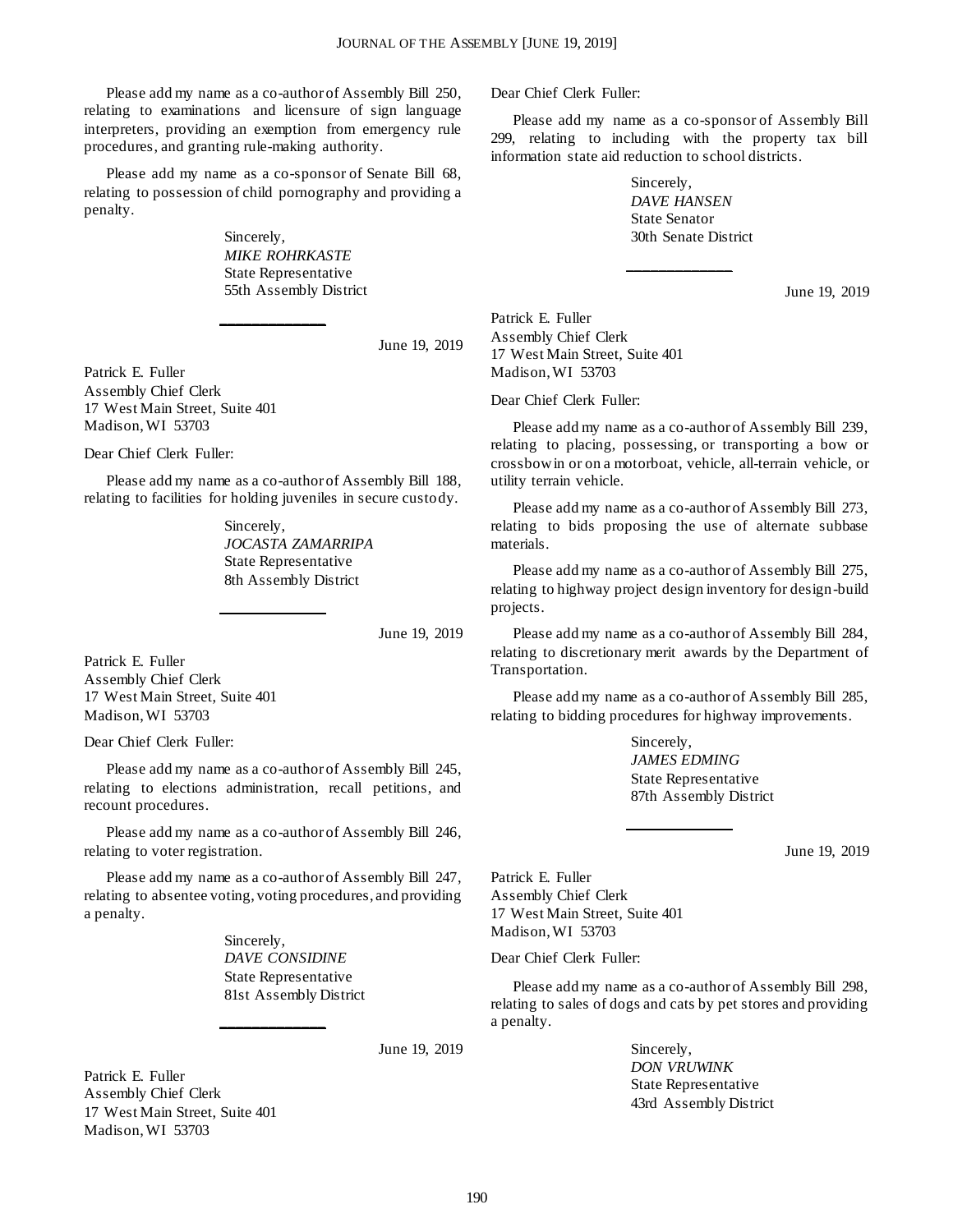Please add my name as a co-author of Assembly Bill 250, relating to examinations and licensure of sign language interpreters, providing an exemption from emergency rule procedures, and granting rule-making authority.

Please add my name as a co-sponsor of Senate Bill 68, relating to possession of child pornography and providing a penalty.

Sincerely,
*MIKE ROHRKASTE*
State Representative
55th Assembly District

---

June 19, 2019

Patrick E. Fuller
Assembly Chief Clerk
17 West Main Street, Suite 401
Madison, WI 53703

Dear Chief Clerk Fuller:

Please add my name as a co-author of Assembly Bill 188, relating to facilities for holding juveniles in secure custody.

Sincerely,
*JOCASTA ZAMARRIPA*
State Representative
8th Assembly District

---

June 19, 2019

Patrick E. Fuller
Assembly Chief Clerk
17 West Main Street, Suite 401
Madison, WI 53703

Dear Chief Clerk Fuller:

Please add my name as a co-author of Assembly Bill 245, relating to elections administration, recall petitions, and recount procedures.

Please add my name as a co-author of Assembly Bill 246, relating to voter registration.

Please add my name as a co-author of Assembly Bill 247, relating to absentee voting, voting procedures, and providing a penalty.

Sincerely,
*DAVE CONSIDINE*
State Representative
81st Assembly District

---

June 19, 2019

Patrick E. Fuller
Assembly Chief Clerk
17 West Main Street, Suite 401
Madison, WI 53703

Dear Chief Clerk Fuller:

Please add my name as a co-sponsor of Assembly Bill 299, relating to including with the property tax bill information state aid reduction to school districts.

Sincerely,
*DAVE HANSEN*
State Senator
30th Senate District

---

June 19, 2019

Patrick E. Fuller
Assembly Chief Clerk
17 West Main Street, Suite 401
Madison, WI 53703

Dear Chief Clerk Fuller:

Please add my name as a co-author of Assembly Bill 239, relating to placing, possessing, or transporting a bow or crossbow in or on a motorboat, vehicle, all-terrain vehicle, or utility terrain vehicle.

Please add my name as a co-author of Assembly Bill 273, relating to bids proposing the use of alternate subbase materials.

Please add my name as a co-author of Assembly Bill 275, relating to highway project design inventory for design-build projects.

Please add my name as a co-author of Assembly Bill 284, relating to discretionary merit awards by the Department of Transportation.

Please add my name as a co-author of Assembly Bill 285, relating to bidding procedures for highway improvements.

Sincerely,
*JAMES EDMING*
State Representative
87th Assembly District

---

June 19, 2019

Patrick E. Fuller
Assembly Chief Clerk
17 West Main Street, Suite 401
Madison, WI 53703

Dear Chief Clerk Fuller:

Please add my name as a co-author of Assembly Bill 298, relating to sales of dogs and cats by pet stores and providing a penalty.

Sincerely,
*DON VRUWINK*
State Representative
43rd Assembly District